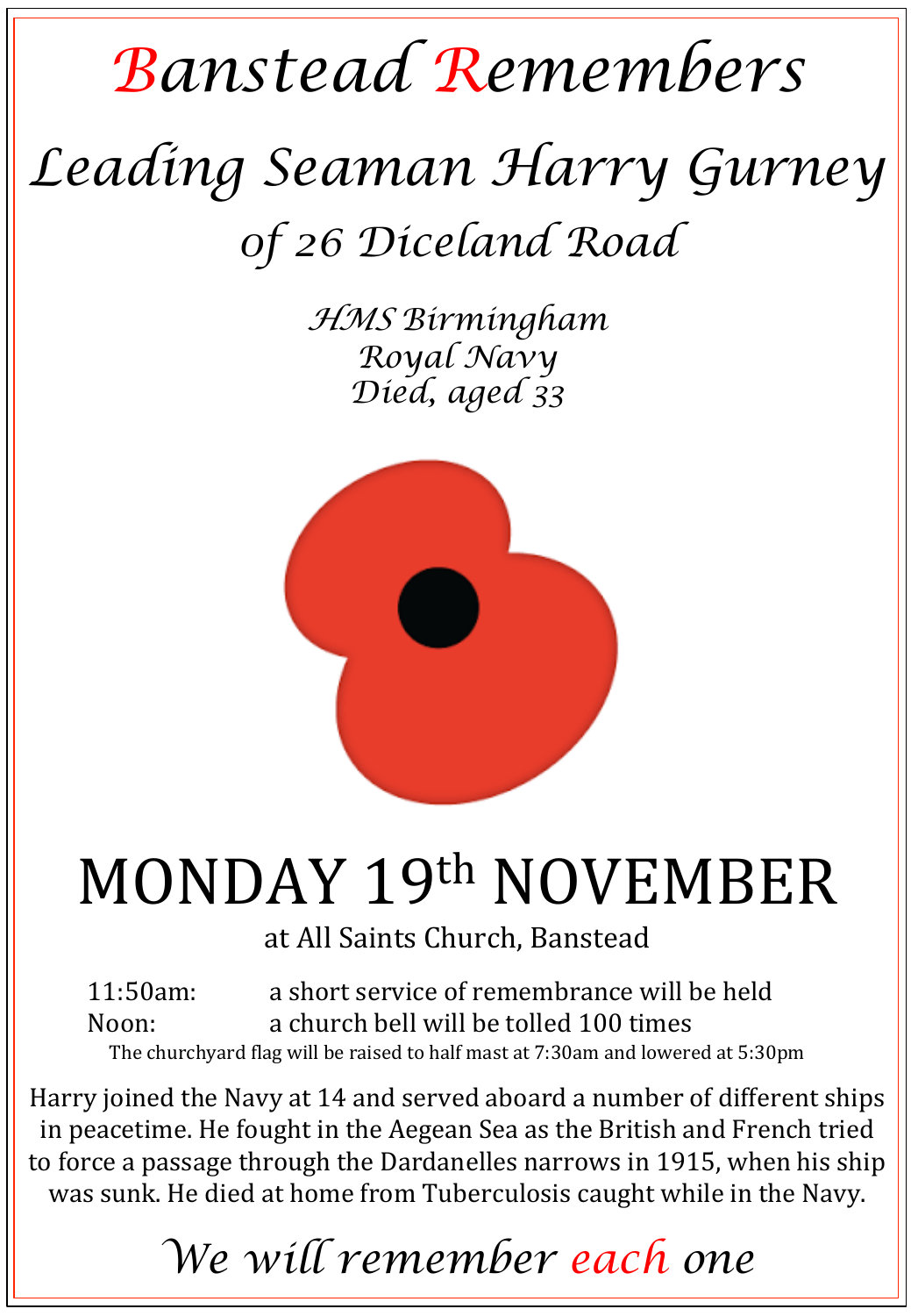# Banstead Remembers

## Leading Seaman Harry Gurney

### of 26 Diceland Road

*HMS Birmingham*
*Royal Navy*
*Died, aged 33*

## MONDAY 19th NOVEMBER

at All Saints Church, Banstead

11:50am: a short service of remembrance will be held
Noon: a church bell will be tolled 100 times

The churchyard flag will be raised to half mast at 7:30am and lowered at 5:30pm

Harry joined the Navy at 14 and served aboard a number of different ships in peacetime. He fought in the Aegean Sea as the British and French tried to force a passage through the Dardanelles narrows in 1915, when his ship was sunk. He died at home from Tuberculosis caught while in the Navy.

*We will remember each one*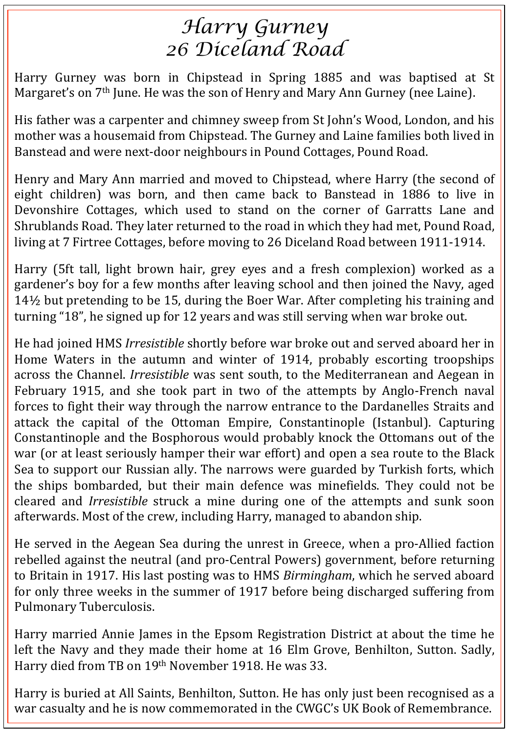# Harry Gurney
# 26 Diceland Road

Harry Gurney was born in Chipstead in Spring 1885 and was baptised at St Margaret's on 7th June. He was the son of Henry and Mary Ann Gurney (nee Laine).

His father was a carpenter and chimney sweep from St John's Wood, London, and his mother was a housemaid from Chipstead. The Gurney and Laine families both lived in Banstead and were next-door neighbours in Pound Cottages, Pound Road.

Henry and Mary Ann married and moved to Chipstead, where Harry (the second of eight children) was born, and then came back to Banstead in 1886 to live in Devonshire Cottages, which used to stand on the corner of Garratts Lane and Shrublands Road. They later returned to the road in which they had met, Pound Road, living at 7 Firtree Cottages, before moving to 26 Diceland Road between 1911-1914.

Harry (5ft tall, light brown hair, grey eyes and a fresh complexion) worked as a gardener's boy for a few months after leaving school and then joined the Navy, aged 14½ but pretending to be 15, during the Boer War. After completing his training and turning "18", he signed up for 12 years and was still serving when war broke out.

He had joined HMS *Irresistible* shortly before war broke out and served aboard her in Home Waters in the autumn and winter of 1914, probably escorting troopships across the Channel. *Irresistible* was sent south, to the Mediterranean and Aegean in February 1915, and she took part in two of the attempts by Anglo-French naval forces to fight their way through the narrow entrance to the Dardanelles Straits and attack the capital of the Ottoman Empire, Constantinople (Istanbul). Capturing Constantinople and the Bosphorous would probably knock the Ottomans out of the war (or at least seriously hamper their war effort) and open a sea route to the Black Sea to support our Russian ally. The narrows were guarded by Turkish forts, which the ships bombarded, but their main defence was minefields. They could not be cleared and *Irresistible* struck a mine during one of the attempts and sunk soon afterwards. Most of the crew, including Harry, managed to abandon ship.

He served in the Aegean Sea during the unrest in Greece, when a pro-Allied faction rebelled against the neutral (and pro-Central Powers) government, before returning to Britain in 1917. His last posting was to HMS *Birmingham*, which he served aboard for only three weeks in the summer of 1917 before being discharged suffering from Pulmonary Tuberculosis.

Harry married Annie James in the Epsom Registration District at about the time he left the Navy and they made their home at 16 Elm Grove, Benhilton, Sutton. Sadly, Harry died from TB on 19th November 1918. He was 33.

Harry is buried at All Saints, Benhilton, Sutton. He has only just been recognised as a war casualty and he is now commemorated in the CWGC's UK Book of Remembrance.